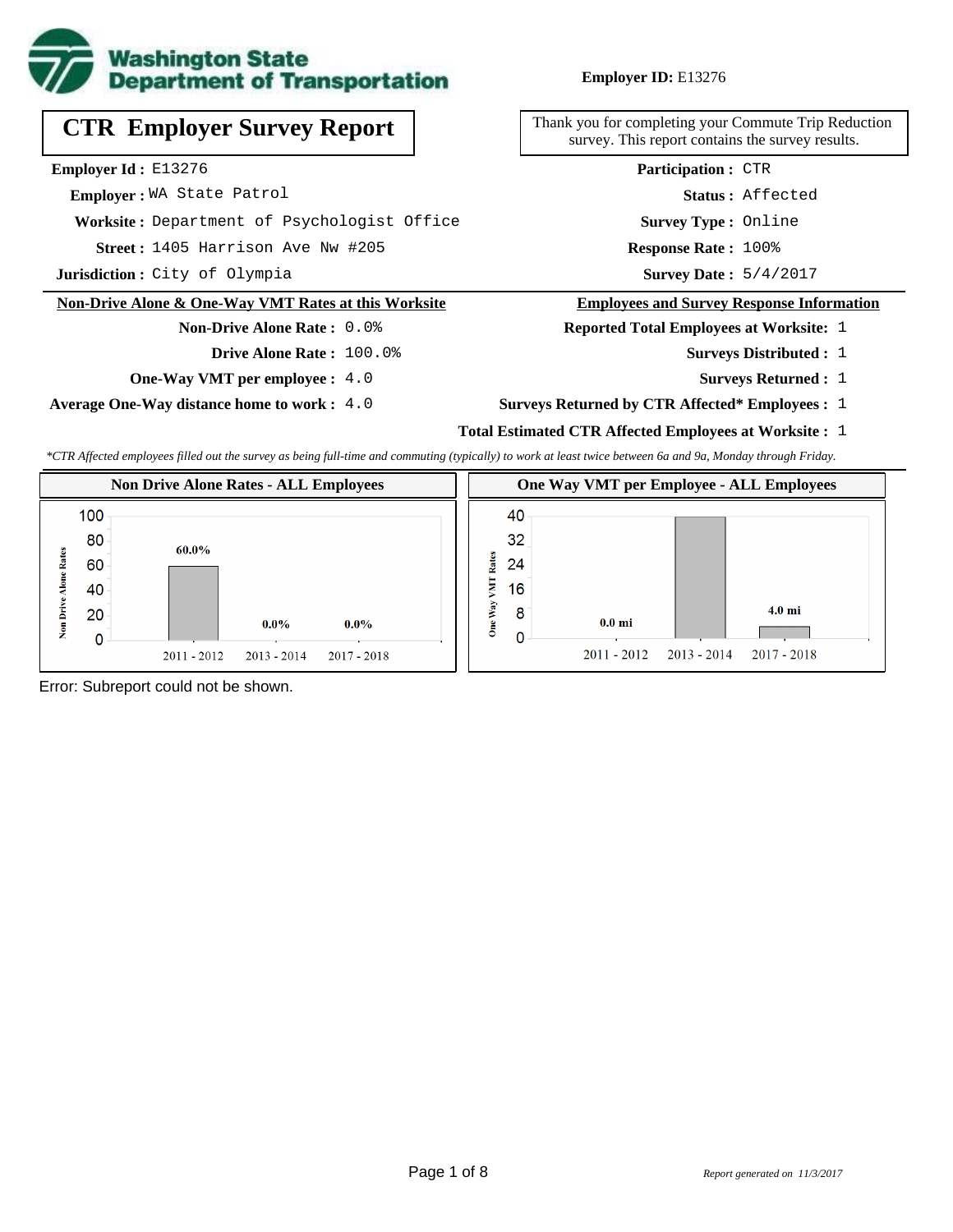Washington State Department of Transportation

**Employer ID:** E13276

# CTR Employer Survey Report

Thank you for completing your Commute Trip Reduction survey. This report contains the survey results.

**Employer Id :** E13276
**Employer :** WA State Patrol
**Worksite :** Department of Psychologist Office
**Street :** 1405 Harrison Ave Nw #205
**Jurisdiction :** City of Olympia

**Participation :** CTR
**Status :** Affected
**Survey Type :** Online
**Response Rate :** 100%
**Survey Date :** 5/4/2017

## Non-Drive Alone & One-Way VMT Rates at this Worksite

**Non-Drive Alone Rate :** 0.0%
**Drive Alone Rate :** 100.0%
**One-Way VMT per employee :** 4.0
**Average One-Way distance home to work :** 4.0

## Employees and Survey Response Information

**Reported Total Employees at Worksite:** 1
**Surveys Distributed :** 1
**Surveys Returned :** 1
**Surveys Returned by CTR Affected* Employees :** 1
**Total Estimated CTR Affected Employees at Worksite :** 1

*\*CTR Affected employees filled out the survey as being full-time and commuting (typically) to work at least twice between 6a and 9a, Monday through Friday.*

**Non Drive Alone Rates - ALL Employees**

Non Drive Alone Rates
100
80
60
40
20
0
60.0%
0.0%
0.0%
2011 - 2012
2013 - 2014
2017 - 2018

**One Way VMT per Employee - ALL Employees**

One Way VMT Rates
40
32
24
16
8
0
0.0 mi
4.0 mi
2011 - 2012
2013 - 2014
2017 - 2018

Error: Subreport could not be shown.

*Report generated on 11/3/2017*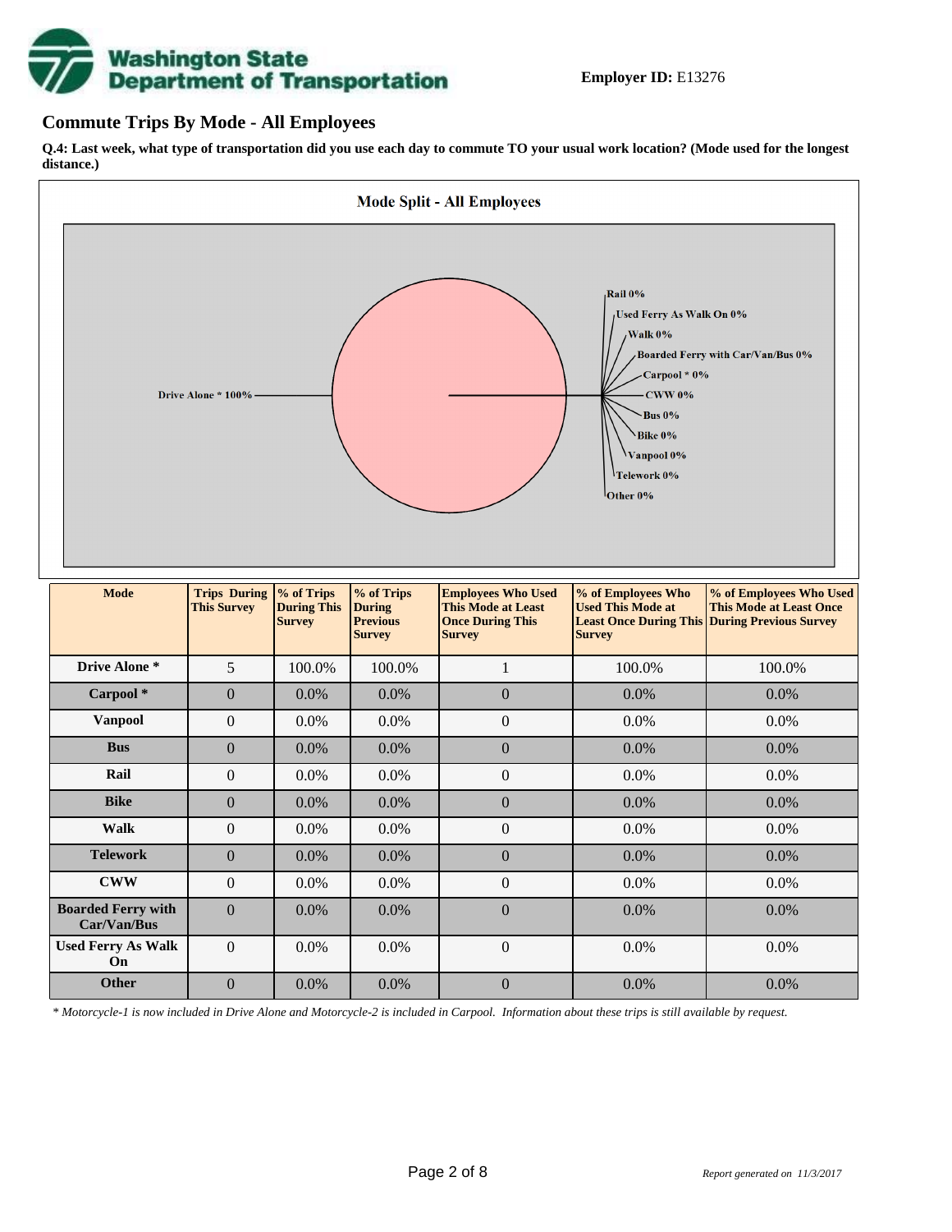**Employer ID:** E13276

## Commute Trips By Mode - All Employees

**Q.4: Last week, what type of transportation did you use each day to commute TO your usual work location? (Mode used for the longest distance.)**

Mode Split - All Employees

Drive Alone * 100%
Rail 0%
Used Ferry As Walk On 0%
Walk 0%
Boarded Ferry with Car/Van/Bus 0%
Carpool * 0%
CWW 0%
Bus 0%
Bike 0%
Vanpool 0%
Telework 0%
Other 0%

| Mode | Trips During This Survey | % of Trips During This Survey | % of Trips During Previous Survey | Employees Who Used This Mode at Least Once During This Survey | % of Employees Who Used This Mode at Least Once During This Survey | % of Employees Who Used This Mode at Least Once During Previous Survey |
|---|---|---|---|---|---|---|
| Drive Alone * | 5 | 100.0% | 100.0% | 1 | 100.0% | 100.0% |
| Carpool * | 0 | 0.0% | 0.0% | 0 | 0.0% | 0.0% |
| Vanpool | 0 | 0.0% | 0.0% | 0 | 0.0% | 0.0% |
| Bus | 0 | 0.0% | 0.0% | 0 | 0.0% | 0.0% |
| Rail | 0 | 0.0% | 0.0% | 0 | 0.0% | 0.0% |
| Bike | 0 | 0.0% | 0.0% | 0 | 0.0% | 0.0% |
| Walk | 0 | 0.0% | 0.0% | 0 | 0.0% | 0.0% |
| Telework | 0 | 0.0% | 0.0% | 0 | 0.0% | 0.0% |
| CWW | 0 | 0.0% | 0.0% | 0 | 0.0% | 0.0% |
| Boarded Ferry with Car/Van/Bus | 0 | 0.0% | 0.0% | 0 | 0.0% | 0.0% |
| Used Ferry As Walk On | 0 | 0.0% | 0.0% | 0 | 0.0% | 0.0% |
| Other | 0 | 0.0% | 0.0% | 0 | 0.0% | 0.0% |

*\* Motorcycle-1 is now included in Drive Alone and Motorcycle-2 is included in Carpool. Information about these trips is still available by request.*

*Report generated on 11/3/2017*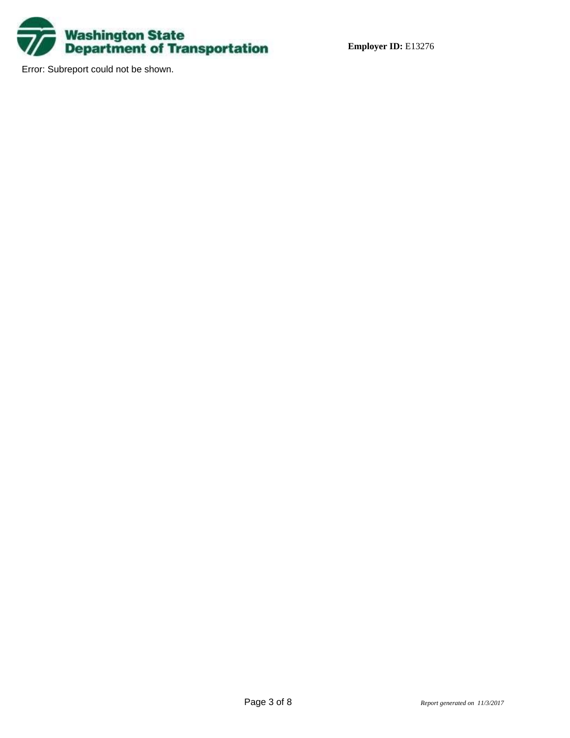**Washington State Department of Transportation**

**Employer ID:** E13276

Error: Subreport could not be shown.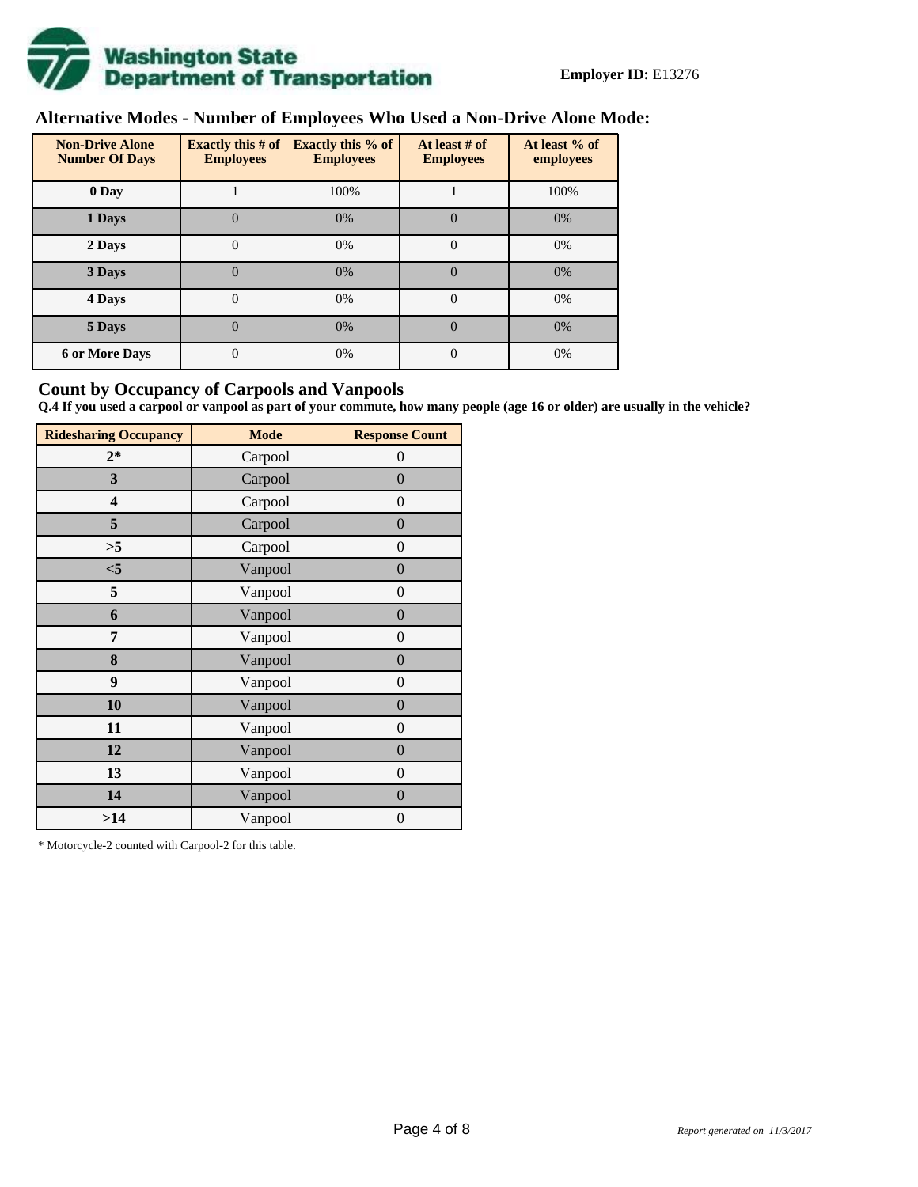**Employer ID:** E13276

## Alternative Modes - Number of Employees Who Used a Non-Drive Alone Mode:

| Non-Drive Alone Number Of Days | Exactly this # of Employees | Exactly this % of Employees | At least # of Employees | At least % of employees |
|---|---|---|---|---|
| 0 Day | 1 | 100% | 1 | 100% |
| 1 Days | 0 | 0% | 0 | 0% |
| 2 Days | 0 | 0% | 0 | 0% |
| 3 Days | 0 | 0% | 0 | 0% |
| 4 Days | 0 | 0% | 0 | 0% |
| 5 Days | 0 | 0% | 0 | 0% |
| 6 or More Days | 0 | 0% | 0 | 0% |

## Count by Occupancy of Carpools and Vanpools

**Q.4 If you used a carpool or vanpool as part of your commute, how many people (age 16 or older) are usually in the vehicle?**

| Ridesharing Occupancy | Mode | Response Count |
|---|---|---|
| 2* | Carpool | 0 |
| 3 | Carpool | 0 |
| 4 | Carpool | 0 |
| 5 | Carpool | 0 |
| >5 | Carpool | 0 |
| <5 | Vanpool | 0 |
| 5 | Vanpool | 0 |
| 6 | Vanpool | 0 |
| 7 | Vanpool | 0 |
| 8 | Vanpool | 0 |
| 9 | Vanpool | 0 |
| 10 | Vanpool | 0 |
| 11 | Vanpool | 0 |
| 12 | Vanpool | 0 |
| 13 | Vanpool | 0 |
| 14 | Vanpool | 0 |
| >14 | Vanpool | 0 |

* Motorcycle-2 counted with Carpool-2 for this table.

*Report generated on 11/3/2017*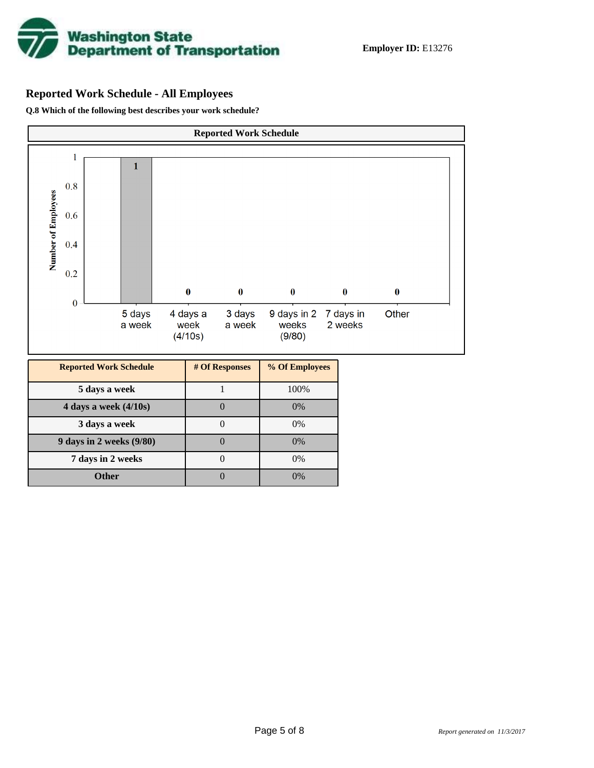**Washington State Department of Transportation**

**Employer ID:** E13276

## Reported Work Schedule - All Employees

**Q.8 Which of the following best describes your work schedule?**

Reported Work Schedule

Number of Employees

1
0.8
0.6
0.4
0.2
0

1
0
0
0
0
0

5 days a week
4 days a week (4/10s)
3 days a week
9 days in 2 weeks (9/80)
7 days in 2 weeks
Other

| Reported Work Schedule | # Of Responses | % Of Employees |
| --- | --- | --- |
| 5 days a week | 1 | 100% |
| 4 days a week (4/10s) | 0 | 0% |
| 3 days a week | 0 | 0% |
| 9 days in 2 weeks (9/80) | 0 | 0% |
| 7 days in 2 weeks | 0 | 0% |
| Other | 0 | 0% |

*Report generated on 11/3/2017*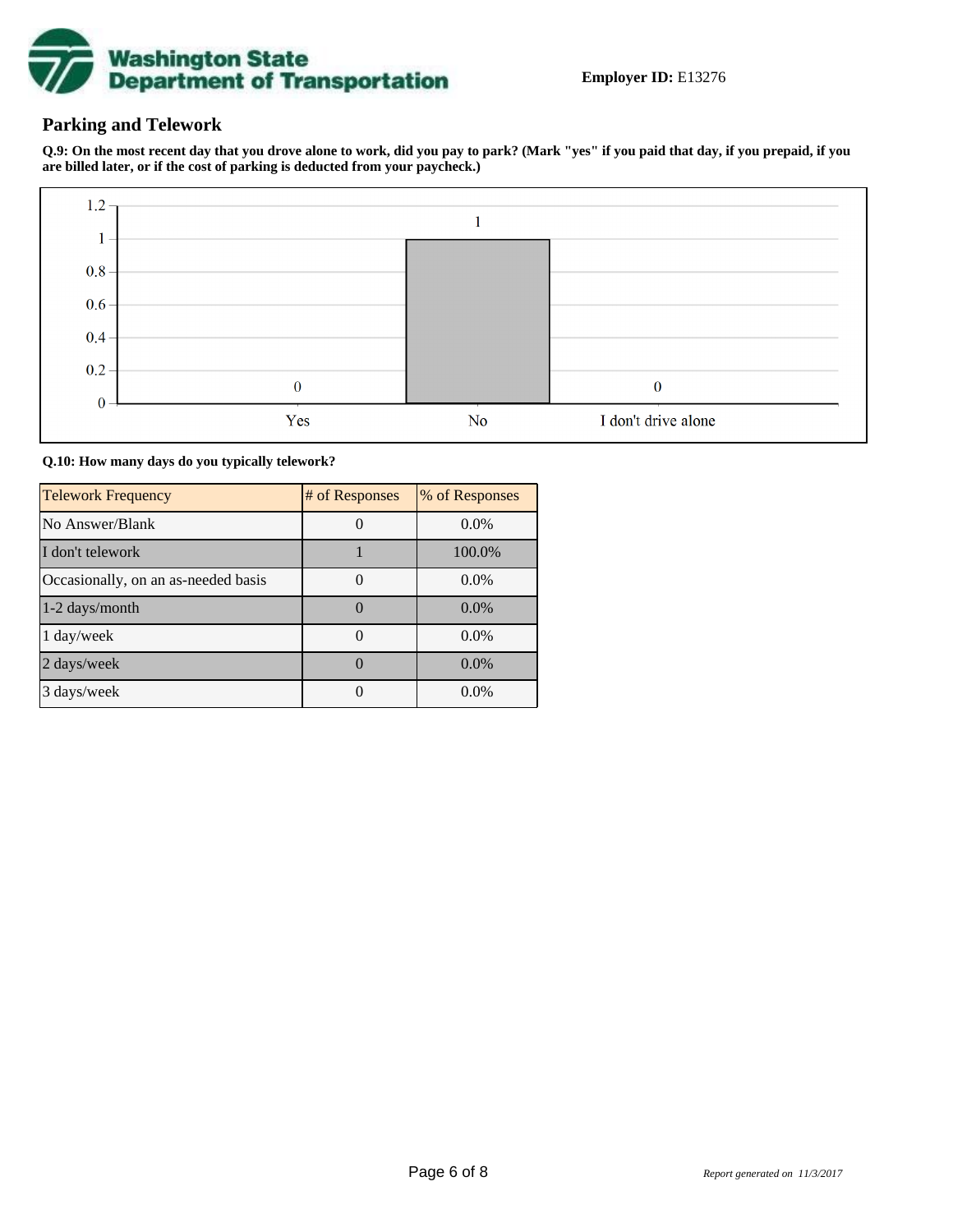**Employer ID:** E13276

## Parking and Telework

**Q.9: On the most recent day that you drove alone to work, did you pay to park? (Mark "yes" if you paid that day, if you prepaid, if you are billed later, or if the cost of parking is deducted from your paycheck.)**

1.2
1
0.8
0.6
0.4
0.2
0

0
1
0

Yes
No
I don't drive alone

**Q.10: How many days do you typically telework?**

| Telework Frequency | # of Responses | % of Responses |
|---|---|---|
| No Answer/Blank | 0 | 0.0% |
| I don't telework | 1 | 100.0% |
| Occasionally, on an as-needed basis | 0 | 0.0% |
| 1-2 days/month | 0 | 0.0% |
| 1 day/week | 0 | 0.0% |
| 2 days/week | 0 | 0.0% |
| 3 days/week | 0 | 0.0% |

*Report generated on 11/3/2017*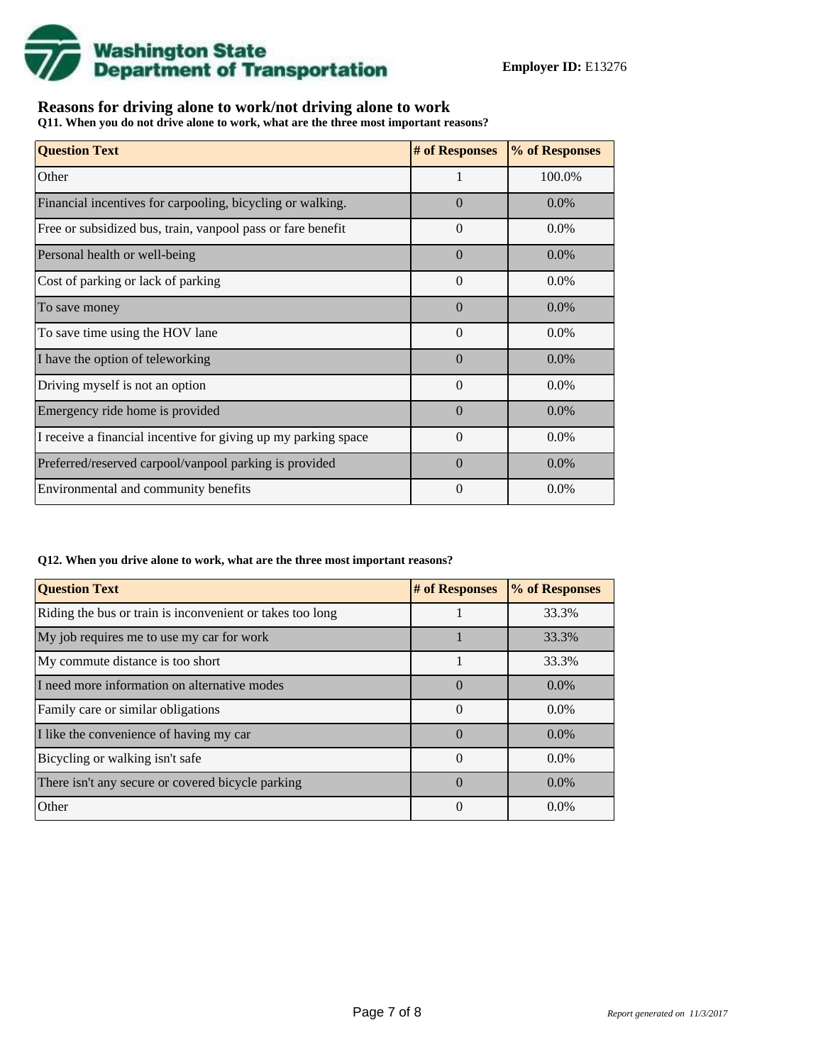**Employer ID:** E13276

## Reasons for driving alone to work/not driving alone to work

**Q11. When you do not drive alone to work, what are the three most important reasons?**

| Question Text | # of Responses | % of Responses |
|---|---|---|
| Other | 1 | 100.0% |
| Financial incentives for carpooling, bicycling or walking. | 0 | 0.0% |
| Free or subsidized bus, train, vanpool pass or fare benefit | 0 | 0.0% |
| Personal health or well-being | 0 | 0.0% |
| Cost of parking or lack of parking | 0 | 0.0% |
| To save money | 0 | 0.0% |
| To save time using the HOV lane | 0 | 0.0% |
| I have the option of teleworking | 0 | 0.0% |
| Driving myself is not an option | 0 | 0.0% |
| Emergency ride home is provided | 0 | 0.0% |
| I receive a financial incentive for giving up my parking space | 0 | 0.0% |
| Preferred/reserved carpool/vanpool parking is provided | 0 | 0.0% |
| Environmental and community benefits | 0 | 0.0% |

**Q12. When you drive alone to work, what are the three most important reasons?**

| Question Text | # of Responses | % of Responses |
|---|---|---|
| Riding the bus or train is inconvenient or takes too long | 1 | 33.3% |
| My job requires me to use my car for work | 1 | 33.3% |
| My commute distance is too short | 1 | 33.3% |
| I need more information on alternative modes | 0 | 0.0% |
| Family care or similar obligations | 0 | 0.0% |
| I like the convenience of having my car | 0 | 0.0% |
| Bicycling or walking isn't safe | 0 | 0.0% |
| There isn't any secure or covered bicycle parking | 0 | 0.0% |
| Other | 0 | 0.0% |

*Report generated on 11/3/2017*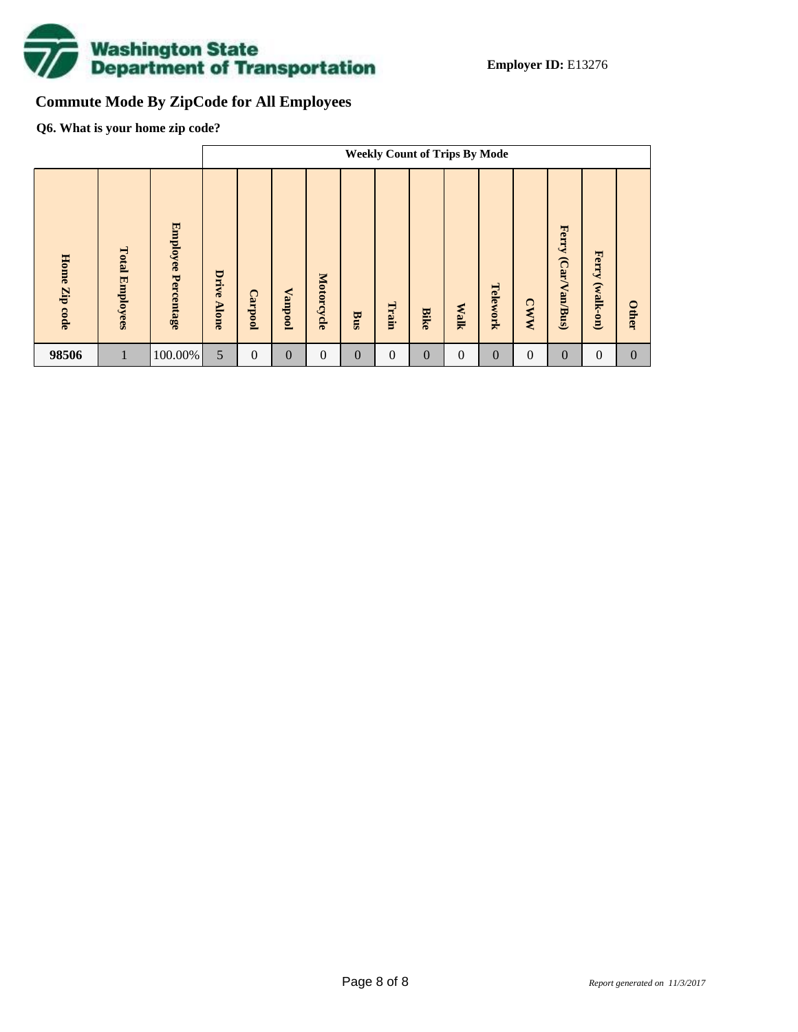**Employer ID:** E13276

## Commute Mode By ZipCode for All Employees

**Q6. What is your home zip code?**

| | | | Weekly Count of Trips By Mode | | | | | | | | | | | | | |
|---|---|---|---|---|---|---|---|---|---|---|---|---|---|---|---|---|
| Home Zip code | Total Employees | Employee Percentage | Drive Alone | Carpool | Vanpool | Motorcycle | Bus | Train | Bike | Walk | Telework | CWW | Ferry (Car/Van/Bus) | Ferry (walk-on) | Other |
| 98506 | 1 | 100.00% | 5 | 0 | 0 | 0 | 0 | 0 | 0 | 0 | 0 | 0 | 0 | 0 | 0 |

*Report generated on 11/3/2017*